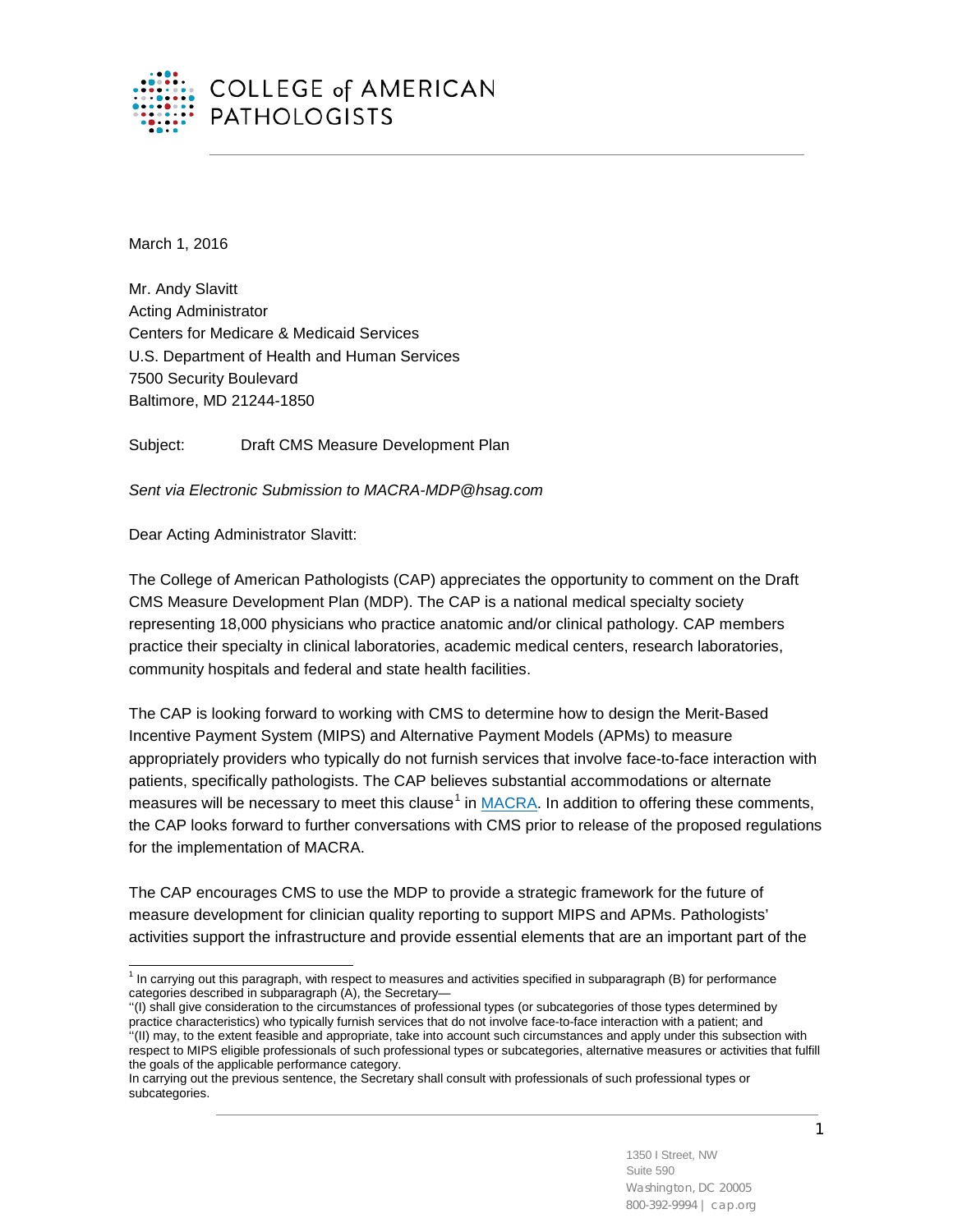# COLLEGE of AMERICAN PATHOLOGISTS

March 1, 2016

Mr. Andy Slavitt
Acting Administrator
Centers for Medicare & Medicaid Services
U.S. Department of Health and Human Services
7500 Security Boulevard
Baltimore, MD 21244-1850

Subject: Draft CMS Measure Development Plan

*Sent via Electronic Submission to MACRA-MDP@hsag.com*

Dear Acting Administrator Slavitt:

The College of American Pathologists (CAP) appreciates the opportunity to comment on the Draft CMS Measure Development Plan (MDP). The CAP is a national medical specialty society representing 18,000 physicians who practice anatomic and/or clinical pathology. CAP members practice their specialty in clinical laboratories, academic medical centers, research laboratories, community hospitals and federal and state health facilities.

The CAP is looking forward to working with CMS to determine how to design the Merit-Based Incentive Payment System (MIPS) and Alternative Payment Models (APMs) to measure appropriately providers who typically do not furnish services that involve face-to-face interaction with patients, specifically pathologists. The CAP believes substantial accommodations or alternate measures will be necessary to meet this clause[1] in [MACRA](). In addition to offering these comments, the CAP looks forward to further conversations with CMS prior to release of the proposed regulations for the implementation of MACRA.

The CAP encourages CMS to use the MDP to provide a strategic framework for the future of measure development for clinician quality reporting to support MIPS and APMs. Pathologists' activities support the infrastructure and provide essential elements that are an important part of the

---

[1] In carrying out this paragraph, with respect to measures and activities specified in subparagraph (B) for performance categories described in subparagraph (A), the Secretary—
''(I) shall give consideration to the circumstances of professional types (or subcategories of those types determined by practice characteristics) who typically furnish services that do not involve face-to-face interaction with a patient; and
''(II) may, to the extent feasible and appropriate, take into account such circumstances and apply under this subsection with respect to MIPS eligible professionals of such professional types or subcategories, alternative measures or activities that fulfill the goals of the applicable performance category.
In carrying out the previous sentence, the Secretary shall consult with professionals of such professional types or subcategories.

1350 I Street, NW
Suite 590
Washington, DC 20005
800-392-9994 | cap.org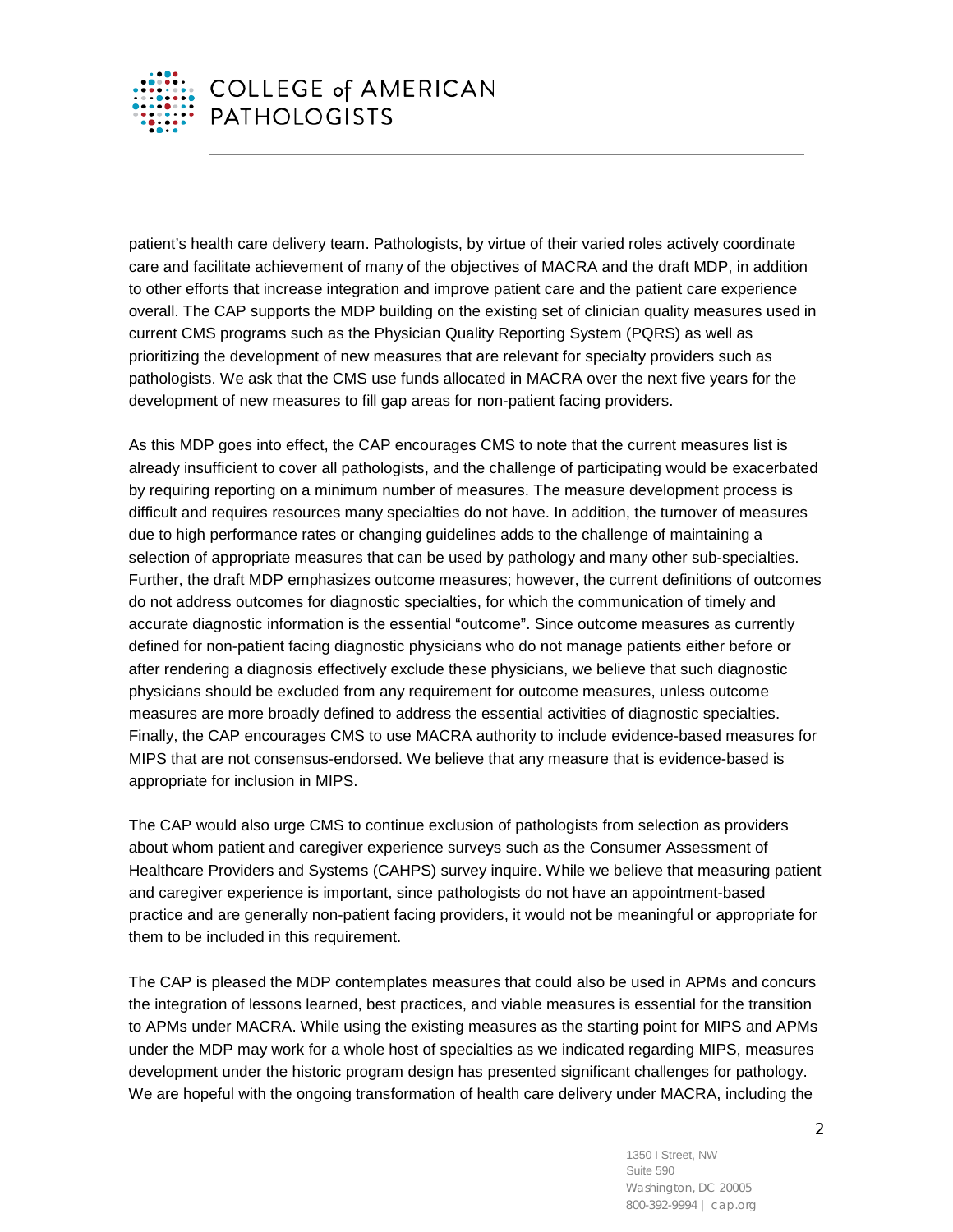patient's health care delivery team. Pathologists, by virtue of their varied roles actively coordinate care and facilitate achievement of many of the objectives of MACRA and the draft MDP, in addition to other efforts that increase integration and improve patient care and the patient care experience overall. The CAP supports the MDP building on the existing set of clinician quality measures used in current CMS programs such as the Physician Quality Reporting System (PQRS) as well as prioritizing the development of new measures that are relevant for specialty providers such as pathologists. We ask that the CMS use funds allocated in MACRA over the next five years for the development of new measures to fill gap areas for non-patient facing providers.

As this MDP goes into effect, the CAP encourages CMS to note that the current measures list is already insufficient to cover all pathologists, and the challenge of participating would be exacerbated by requiring reporting on a minimum number of measures. The measure development process is difficult and requires resources many specialties do not have. In addition, the turnover of measures due to high performance rates or changing guidelines adds to the challenge of maintaining a selection of appropriate measures that can be used by pathology and many other sub-specialties. Further, the draft MDP emphasizes outcome measures; however, the current definitions of outcomes do not address outcomes for diagnostic specialties, for which the communication of timely and accurate diagnostic information is the essential "outcome". Since outcome measures as currently defined for non-patient facing diagnostic physicians who do not manage patients either before or after rendering a diagnosis effectively exclude these physicians, we believe that such diagnostic physicians should be excluded from any requirement for outcome measures, unless outcome measures are more broadly defined to address the essential activities of diagnostic specialties. Finally, the CAP encourages CMS to use MACRA authority to include evidence-based measures for MIPS that are not consensus-endorsed. We believe that any measure that is evidence-based is appropriate for inclusion in MIPS.

The CAP would also urge CMS to continue exclusion of pathologists from selection as providers about whom patient and caregiver experience surveys such as the Consumer Assessment of Healthcare Providers and Systems (CAHPS) survey inquire. While we believe that measuring patient and caregiver experience is important, since pathologists do not have an appointment-based practice and are generally non-patient facing providers, it would not be meaningful or appropriate for them to be included in this requirement.

The CAP is pleased the MDP contemplates measures that could also be used in APMs and concurs the integration of lessons learned, best practices, and viable measures is essential for the transition to APMs under MACRA. While using the existing measures as the starting point for MIPS and APMs under the MDP may work for a whole host of specialties as we indicated regarding MIPS, measures development under the historic program design has presented significant challenges for pathology. We are hopeful with the ongoing transformation of health care delivery under MACRA, including the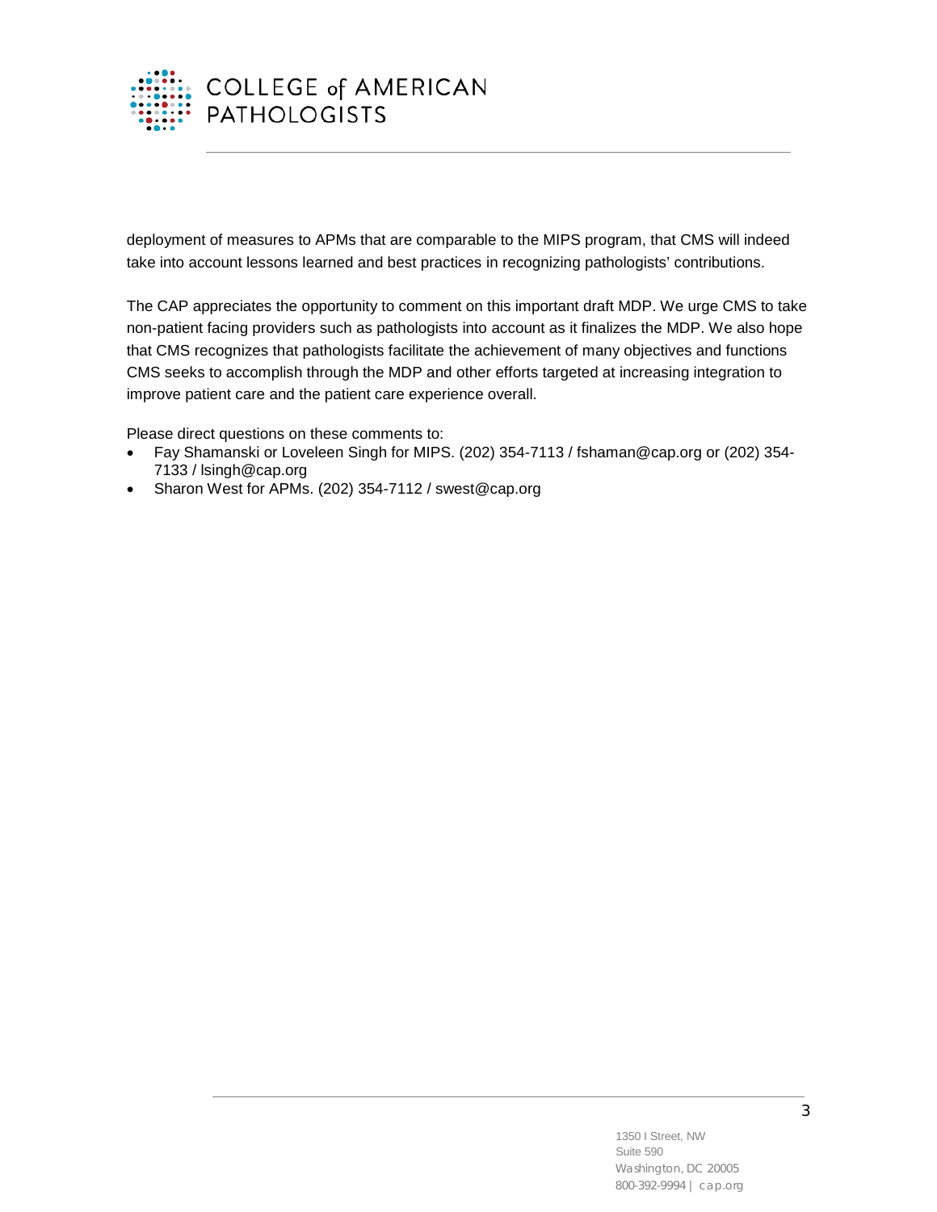deployment of measures to APMs that are comparable to the MIPS program, that CMS will indeed take into account lessons learned and best practices in recognizing pathologists' contributions.

The CAP appreciates the opportunity to comment on this important draft MDP. We urge CMS to take non-patient facing providers such as pathologists into account as it finalizes the MDP. We also hope that CMS recognizes that pathologists facilitate the achievement of many objectives and functions CMS seeks to accomplish through the MDP and other efforts targeted at increasing integration to improve patient care and the patient care experience overall.

Please direct questions on these comments to:

- Fay Shamanski or Loveleen Singh for MIPS. (202) 354-7113 / fshaman@cap.org or (202) 354-7133 / lsingh@cap.org
- Sharon West for APMs. (202) 354-7112 / swest@cap.org